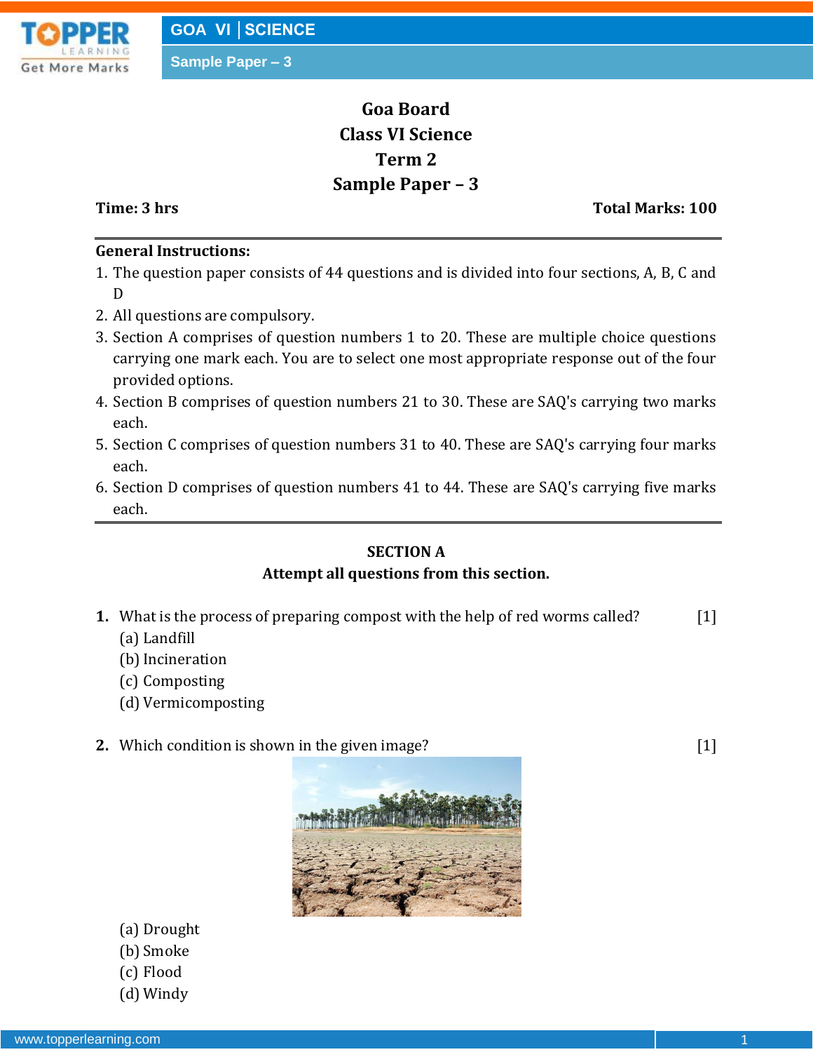# Goa Board
# Class VI Science
# Term 2
# Sample Paper – 3

**Time: 3 hrs** **Total Marks: 100**

---

**General Instructions:**

1. The question paper consists of 44 questions and is divided into four sections, A, B, C and D
2. All questions are compulsory.
3. Section A comprises of question numbers 1 to 20. These are multiple choice questions carrying one mark each. You are to select one most appropriate response out of the four provided options.
4. Section B comprises of question numbers 21 to 30. These are SAQ's carrying two marks each.
5. Section C comprises of question numbers 31 to 40. These are SAQ's carrying four marks each.
6. Section D comprises of question numbers 41 to 44. These are SAQ's carrying five marks each.

---

## SECTION A
**Attempt all questions from this section.**

**1.** What is the process of preparing compost with the help of red worms called? [1]

(a) Landfill
(b) Incineration
(c) Composting
(d) Vermicomposting

**2.** Which condition is shown in the given image? [1]

(a) Drought
(b) Smoke
(c) Flood
(d) Windy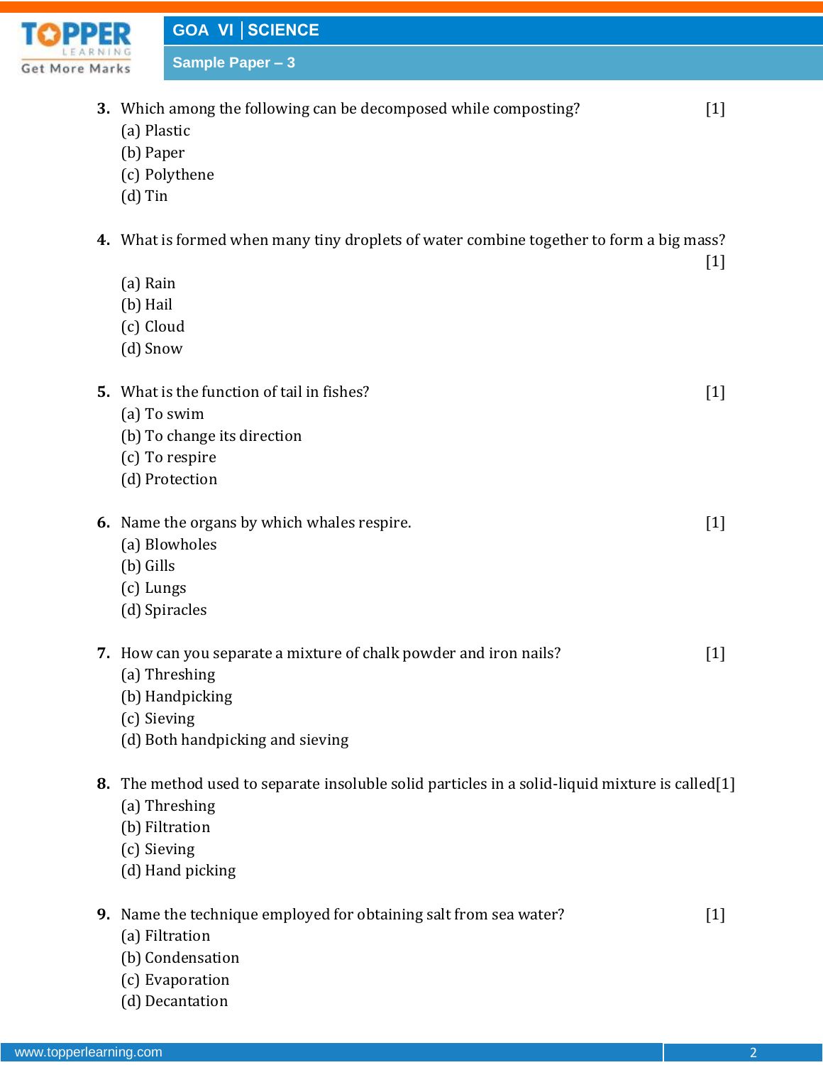**3.** Which among the following can be decomposed while composting? [1]

(a) Plastic
(b) Paper
(c) Polythene
(d) Tin

**4.** What is formed when many tiny droplets of water combine together to form a big mass? [1]

(a) Rain
(b) Hail
(c) Cloud
(d) Snow

**5.** What is the function of tail in fishes? [1]

(a) To swim
(b) To change its direction
(c) To respire
(d) Protection

**6.** Name the organs by which whales respire. [1]

(a) Blowholes
(b) Gills
(c) Lungs
(d) Spiracles

**7.** How can you separate a mixture of chalk powder and iron nails? [1]

(a) Threshing
(b) Handpicking
(c) Sieving
(d) Both handpicking and sieving

**8.** The method used to separate insoluble solid particles in a solid-liquid mixture is called[1]

(a) Threshing
(b) Filtration
(c) Sieving
(d) Hand picking

**9.** Name the technique employed for obtaining salt from sea water? [1]

(a) Filtration
(b) Condensation
(c) Evaporation
(d) Decantation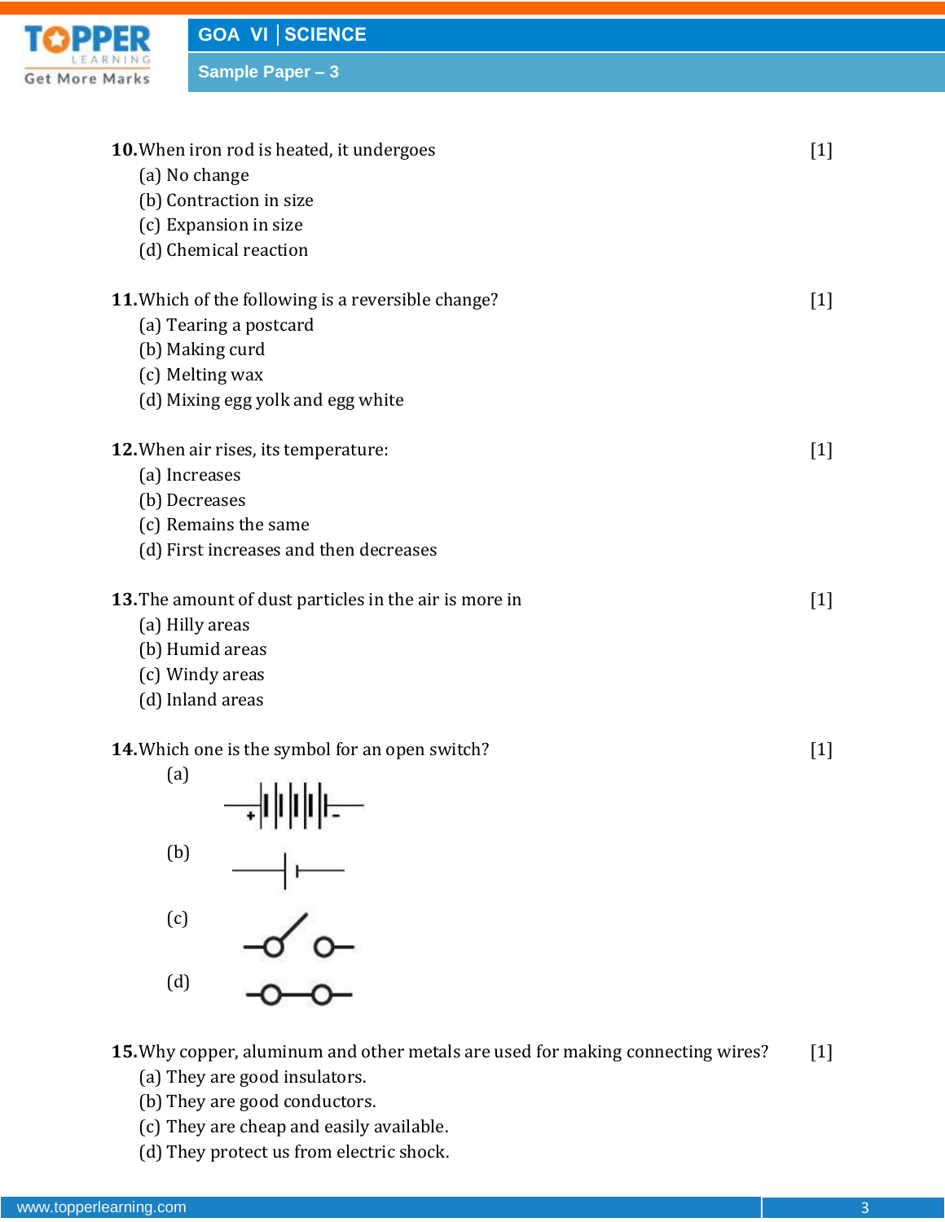**10.** When iron rod is heated, it undergoes [1]

(a) No change
(b) Contraction in size
(c) Expansion in size
(d) Chemical reaction

**11.** Which of the following is a reversible change? [1]

(a) Tearing a postcard
(b) Making curd
(c) Melting wax
(d) Mixing egg yolk and egg white

**12.** When air rises, its temperature: [1]

(a) Increases
(b) Decreases
(c) Remains the same
(d) First increases and then decreases

**13.** The amount of dust particles in the air is more in [1]

(a) Hilly areas
(b) Humid areas
(c) Windy areas
(d) Inland areas

**14.** Which one is the symbol for an open switch? [1]

(a)

(b)

(c)

(d)

**15.** Why copper, aluminum and other metals are used for making connecting wires? [1]

(a) They are good insulators.
(b) They are good conductors.
(c) They are cheap and easily available.
(d) They protect us from electric shock.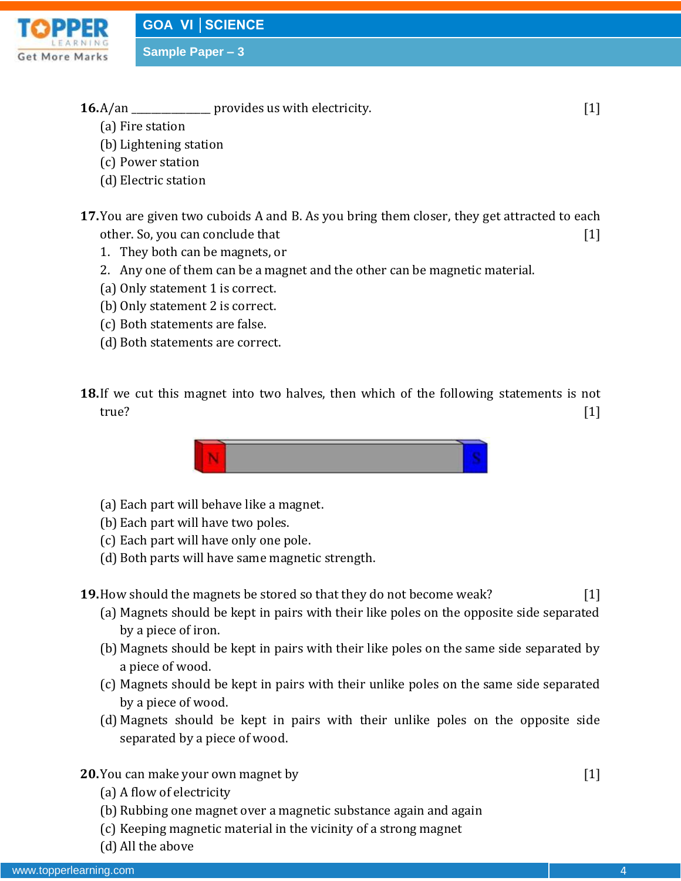**16.** A/an ______________ provides us with electricity. [1]

(a) Fire station

(b) Lightening station

(c) Power station

(d) Electric station

**17.** You are given two cuboids A and B. As you bring them closer, they get attracted to each other. So, you can conclude that [1]

1. They both can be magnets, or
2. Any one of them can be a magnet and the other can be magnetic material.

(a) Only statement 1 is correct.

(b) Only statement 2 is correct.

(c) Both statements are false.

(d) Both statements are correct.

**18.** If we cut this magnet into two halves, then which of the following statements is not true? [1]

(a) Each part will behave like a magnet.

(b) Each part will have two poles.

(c) Each part will have only one pole.

(d) Both parts will have same magnetic strength.

**19.** How should the magnets be stored so that they do not become weak? [1]

(a) Magnets should be kept in pairs with their like poles on the opposite side separated by a piece of iron.

(b) Magnets should be kept in pairs with their like poles on the same side separated by a piece of wood.

(c) Magnets should be kept in pairs with their unlike poles on the same side separated by a piece of wood.

(d) Magnets should be kept in pairs with their unlike poles on the opposite side separated by a piece of wood.

**20.** You can make your own magnet by [1]

(a) A flow of electricity

(b) Rubbing one magnet over a magnetic substance again and again

(c) Keeping magnetic material in the vicinity of a strong magnet

(d) All the above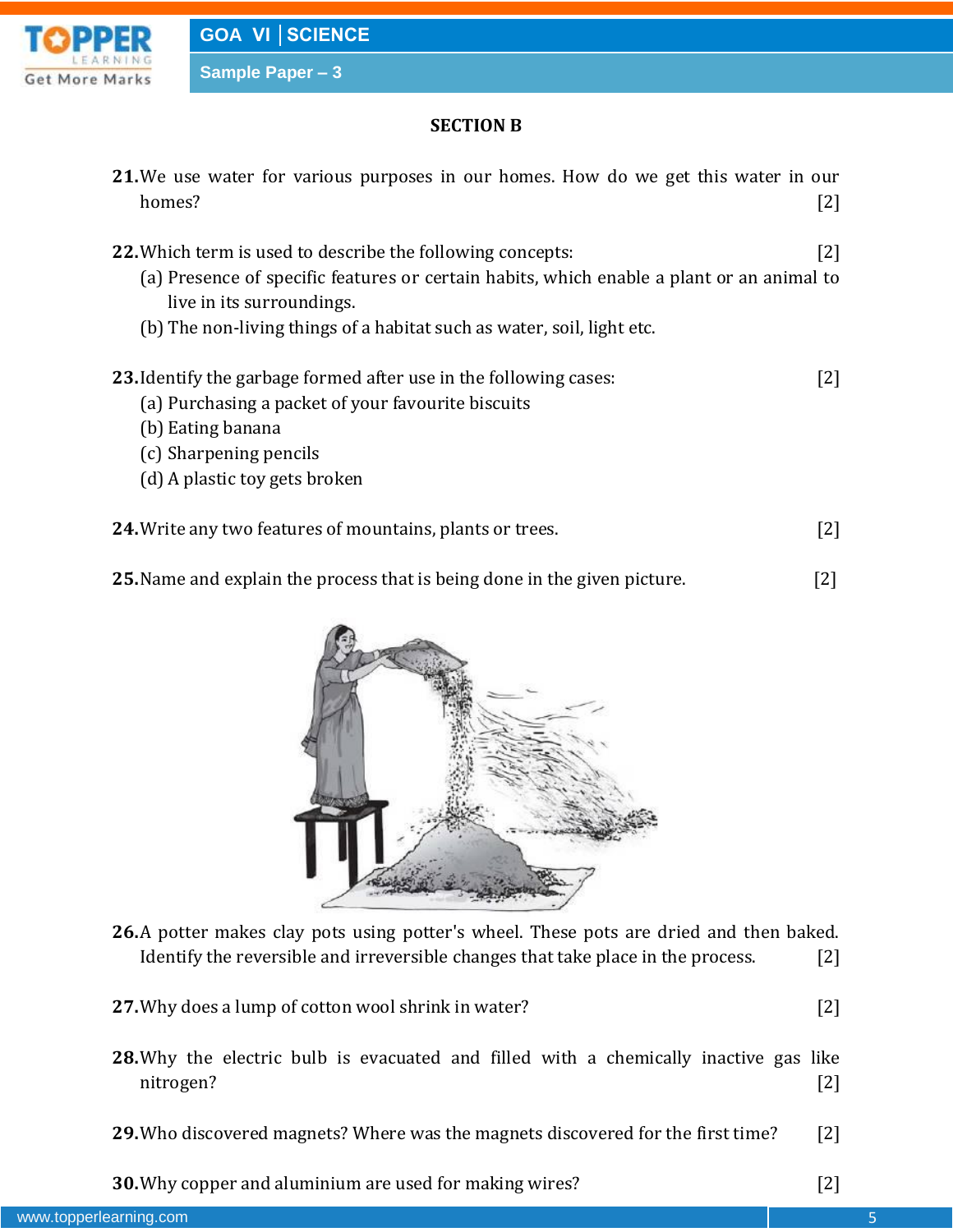## SECTION B

**21.** We use water for various purposes in our homes. How do we get this water in our homes? [2]

**22.** Which term is used to describe the following concepts: [2]

(a) Presence of specific features or certain habits, which enable a plant or an animal to live in its surroundings.

(b) The non-living things of a habitat such as water, soil, light etc.

**23.** Identify the garbage formed after use in the following cases: [2]

(a) Purchasing a packet of your favourite biscuits

(b) Eating banana

(c) Sharpening pencils

(d) A plastic toy gets broken

**24.** Write any two features of mountains, plants or trees. [2]

**25.** Name and explain the process that is being done in the given picture. [2]

**26.** A potter makes clay pots using potter's wheel. These pots are dried and then baked. Identify the reversible and irreversible changes that take place in the process. [2]

**27.** Why does a lump of cotton wool shrink in water? [2]

**28.** Why the electric bulb is evacuated and filled with a chemically inactive gas like nitrogen? [2]

**29.** Who discovered magnets? Where was the magnets discovered for the first time? [2]

**30.** Why copper and aluminium are used for making wires? [2]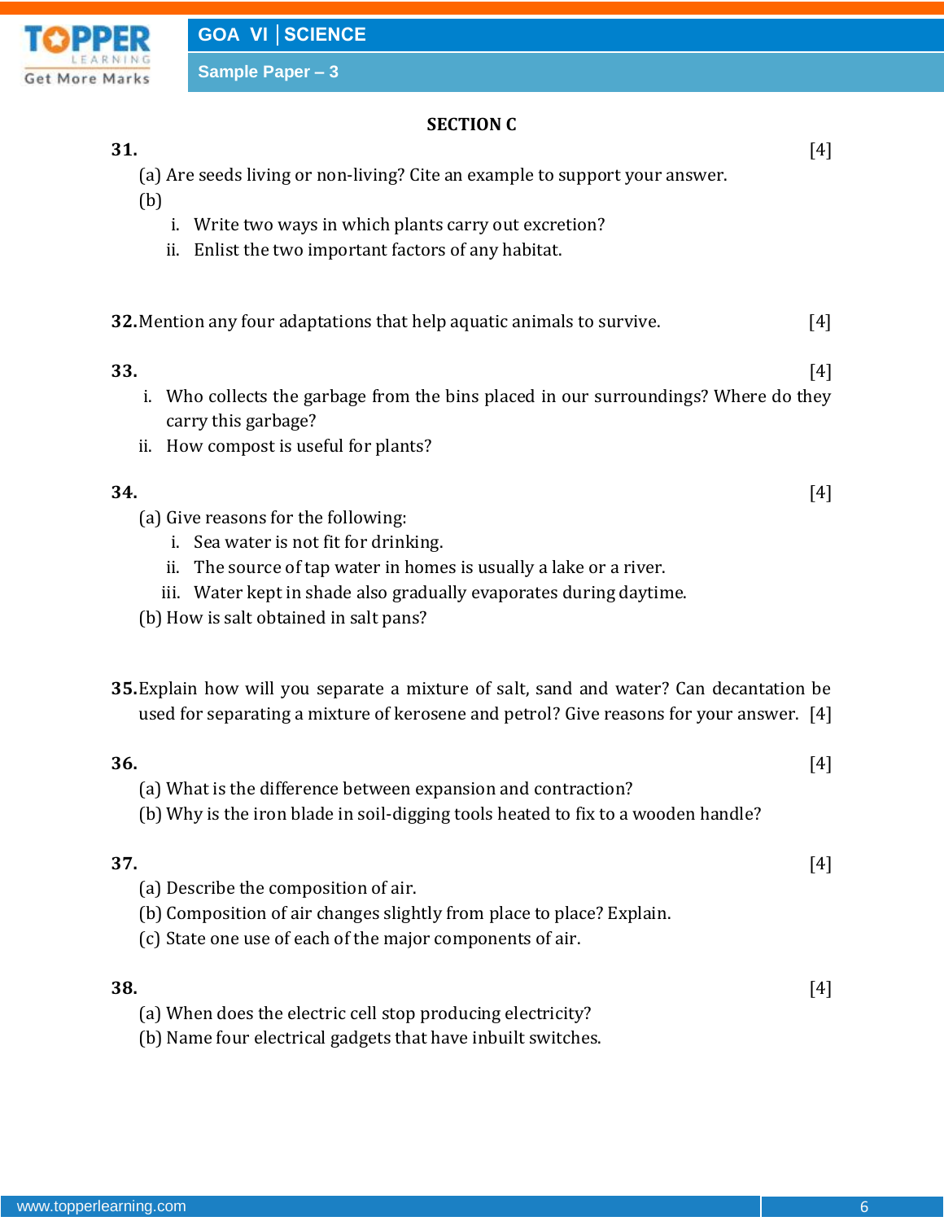## SECTION C

**31.** [4]

(a) Are seeds living or non-living? Cite an example to support your answer.

(b)

i. Write two ways in which plants carry out excretion?

ii. Enlist the two important factors of any habitat.

**32.** Mention any four adaptations that help aquatic animals to survive. [4]

**33.** [4]

i. Who collects the garbage from the bins placed in our surroundings? Where do they carry this garbage?

ii. How compost is useful for plants?

**34.** [4]

(a) Give reasons for the following:

i. Sea water is not fit for drinking.

ii. The source of tap water in homes is usually a lake or a river.

iii. Water kept in shade also gradually evaporates during daytime.

(b) How is salt obtained in salt pans?

**35.** Explain how will you separate a mixture of salt, sand and water? Can decantation be used for separating a mixture of kerosene and petrol? Give reasons for your answer. [4]

**36.** [4]

(a) What is the difference between expansion and contraction?

(b) Why is the iron blade in soil-digging tools heated to fix to a wooden handle?

**37.** [4]

(a) Describe the composition of air.

(b) Composition of air changes slightly from place to place? Explain.

(c) State one use of each of the major components of air.

**38.** [4]

(a) When does the electric cell stop producing electricity?

(b) Name four electrical gadgets that have inbuilt switches.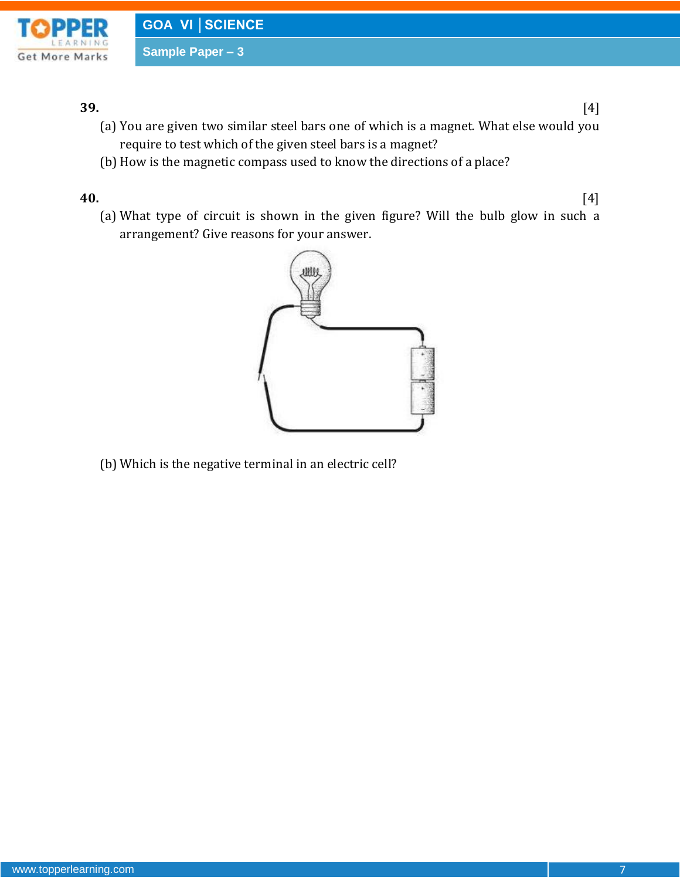**39.** [4]

(a) You are given two similar steel bars one of which is a magnet. What else would you require to test which of the given steel bars is a magnet?

(b) How is the magnetic compass used to know the directions of a place?

**40.** [4]

(a) What type of circuit is shown in the given figure? Will the bulb glow in such a arrangement? Give reasons for your answer.

(b) Which is the negative terminal in an electric cell?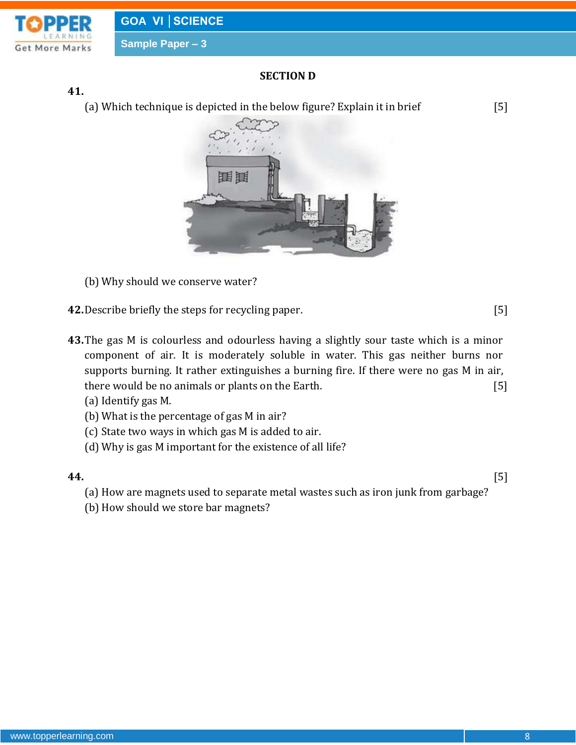## SECTION D

**41.**

(a) Which technique is depicted in the below figure? Explain it in brief [5]

(b) Why should we conserve water?

**42.** Describe briefly the steps for recycling paper. [5]

**43.** The gas M is colourless and odourless having a slightly sour taste which is a minor component of air. It is moderately soluble in water. This gas neither burns nor supports burning. It rather extinguishes a burning fire. If there were no gas M in air, there would be no animals or plants on the Earth. [5]

(a) Identify gas M.

(b) What is the percentage of gas M in air?

(c) State two ways in which gas M is added to air.

(d) Why is gas M important for the existence of all life?

**44.** [5]

(a) How are magnets used to separate metal wastes such as iron junk from garbage?

(b) How should we store bar magnets?